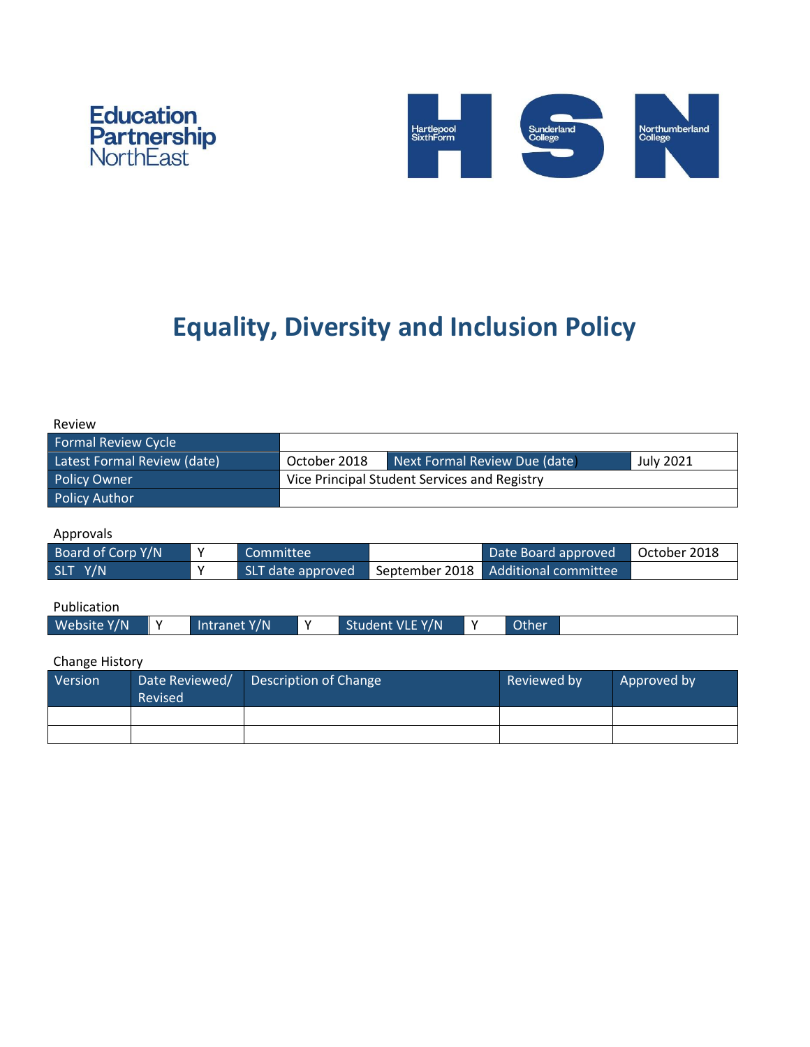Education Partnership NorthEast

Hartlepool SixthForm | Sunderland College | Northumberland College

# Equality, Diversity and Inclusion Policy

Review

| Formal Review Cycle | | | |
|---|---|---|---|
| Latest Formal Review (date) | October 2018 | Next Formal Review Due (date) | July 2021 |
| Policy Owner | Vice Principal Student Services and Registry | | |
| Policy Author | | | |

Approvals

| Board of Corp Y/N | Y | Committee | | Date Board approved | October 2018 |
|---|---|---|---|---|---|
| SLT Y/N | Y | SLT date approved | September 2018 | Additional committee | |

Publication

| Website Y/N | Y | Intranet Y/N | Y | Student VLE Y/N | Y | Other | |
|---|---|---|---|---|---|---|---|

Change History

| Version | Date Reviewed/ Revised | Description of Change | Reviewed by | Approved by |
|---|---|---|---|---|
| | | | | |
| | | | | |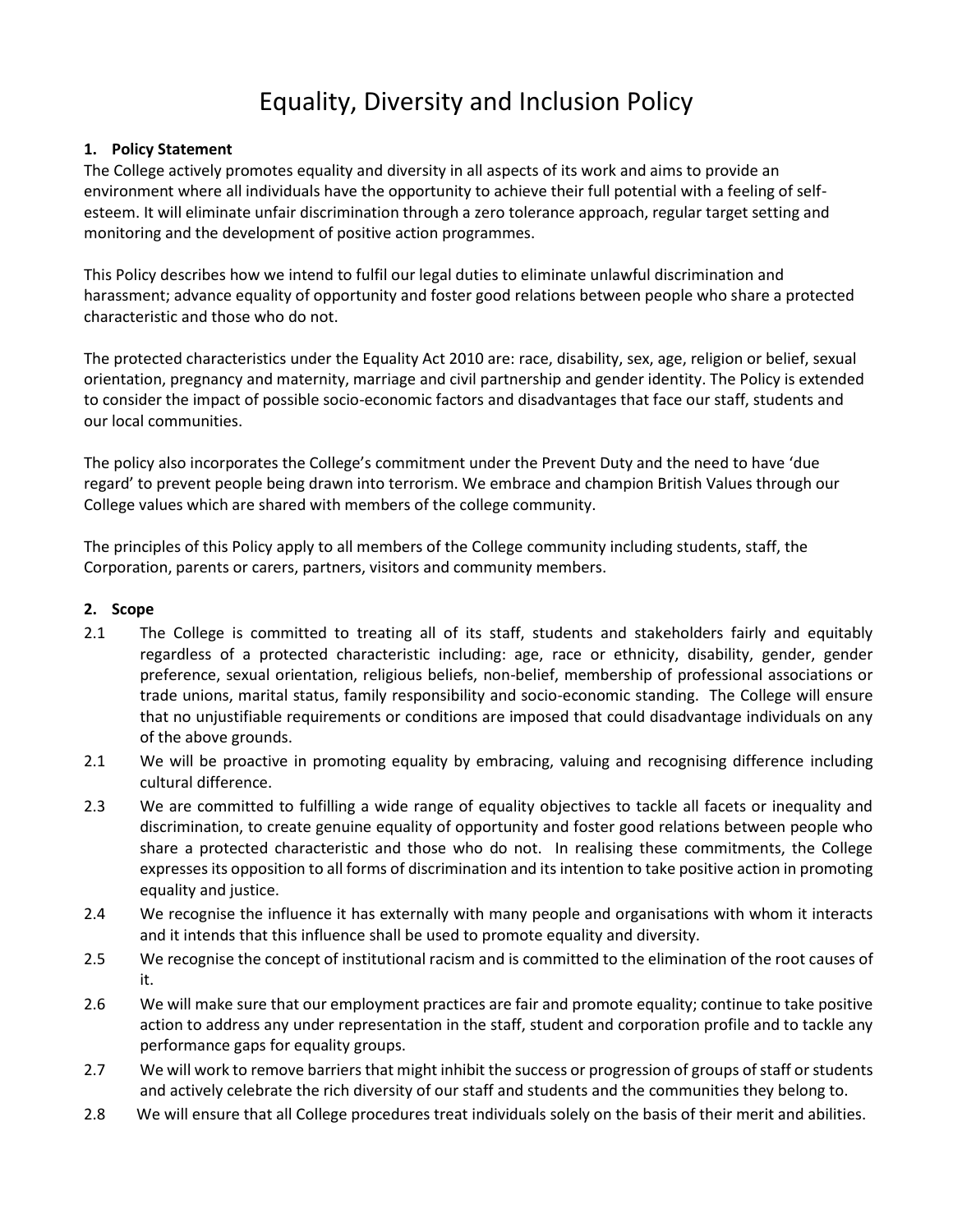# Equality, Diversity and Inclusion Policy

## 1. Policy Statement

The College actively promotes equality and diversity in all aspects of its work and aims to provide an environment where all individuals have the opportunity to achieve their full potential with a feeling of self-esteem. It will eliminate unfair discrimination through a zero tolerance approach, regular target setting and monitoring and the development of positive action programmes.

This Policy describes how we intend to fulfil our legal duties to eliminate unlawful discrimination and harassment; advance equality of opportunity and foster good relations between people who share a protected characteristic and those who do not.

The protected characteristics under the Equality Act 2010 are: race, disability, sex, age, religion or belief, sexual orientation, pregnancy and maternity, marriage and civil partnership and gender identity. The Policy is extended to consider the impact of possible socio-economic factors and disadvantages that face our staff, students and our local communities.

The policy also incorporates the College's commitment under the Prevent Duty and the need to have 'due regard' to prevent people being drawn into terrorism. We embrace and champion British Values through our College values which are shared with members of the college community.

The principles of this Policy apply to all members of the College community including students, staff, the Corporation, parents or carers, partners, visitors and community members.

## 2. Scope

2.1 The College is committed to treating all of its staff, students and stakeholders fairly and equitably regardless of a protected characteristic including: age, race or ethnicity, disability, gender, gender preference, sexual orientation, religious beliefs, non-belief, membership of professional associations or trade unions, marital status, family responsibility and socio-economic standing. The College will ensure that no unjustifiable requirements or conditions are imposed that could disadvantage individuals on any of the above grounds.

2.1 We will be proactive in promoting equality by embracing, valuing and recognising difference including cultural difference.

2.3 We are committed to fulfilling a wide range of equality objectives to tackle all facets or inequality and discrimination, to create genuine equality of opportunity and foster good relations between people who share a protected characteristic and those who do not. In realising these commitments, the College expresses its opposition to all forms of discrimination and its intention to take positive action in promoting equality and justice.

2.4 We recognise the influence it has externally with many people and organisations with whom it interacts and it intends that this influence shall be used to promote equality and diversity.

2.5 We recognise the concept of institutional racism and is committed to the elimination of the root causes of it.

2.6 We will make sure that our employment practices are fair and promote equality; continue to take positive action to address any under representation in the staff, student and corporation profile and to tackle any performance gaps for equality groups.

2.7 We will work to remove barriers that might inhibit the success or progression of groups of staff or students and actively celebrate the rich diversity of our staff and students and the communities they belong to.

2.8 We will ensure that all College procedures treat individuals solely on the basis of their merit and abilities.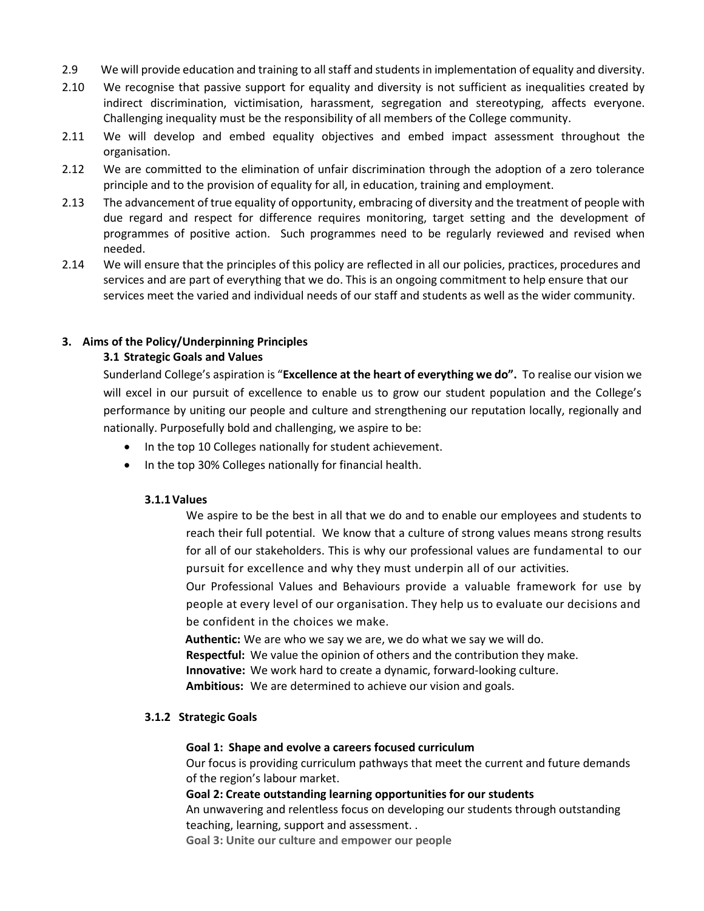2.9 We will provide education and training to all staff and students in implementation of equality and diversity.

2.10 We recognise that passive support for equality and diversity is not sufficient as inequalities created by indirect discrimination, victimisation, harassment, segregation and stereotyping, affects everyone. Challenging inequality must be the responsibility of all members of the College community.

2.11 We will develop and embed equality objectives and embed impact assessment throughout the organisation.

2.12 We are committed to the elimination of unfair discrimination through the adoption of a zero tolerance principle and to the provision of equality for all, in education, training and employment.

2.13 The advancement of true equality of opportunity, embracing of diversity and the treatment of people with due regard and respect for difference requires monitoring, target setting and the development of programmes of positive action. Such programmes need to be regularly reviewed and revised when needed.

2.14 We will ensure that the principles of this policy are reflected in all our policies, practices, procedures and services and are part of everything that we do. This is an ongoing commitment to help ensure that our services meet the varied and individual needs of our staff and students as well as the wider community.

## 3. Aims of the Policy/Underpinning Principles

### 3.1 Strategic Goals and Values

Sunderland College's aspiration is "**Excellence at the heart of everything we do".** To realise our vision we will excel in our pursuit of excellence to enable us to grow our student population and the College's performance by uniting our people and culture and strengthening our reputation locally, regionally and nationally. Purposefully bold and challenging, we aspire to be:

- In the top 10 Colleges nationally for student achievement.
- In the top 30% Colleges nationally for financial health.

#### 3.1.1 Values

We aspire to be the best in all that we do and to enable our employees and students to reach their full potential. We know that a culture of strong values means strong results for all of our stakeholders. This is why our professional values are fundamental to our pursuit for excellence and why they must underpin all of our activities.

Our Professional Values and Behaviours provide a valuable framework for use by people at every level of our organisation. They help us to evaluate our decisions and be confident in the choices we make.

**Authentic:** We are who we say we are, we do what we say we will do.
**Respectful:** We value the opinion of others and the contribution they make.
**Innovative:** We work hard to create a dynamic, forward-looking culture.
**Ambitious:** We are determined to achieve our vision and goals.

#### 3.1.2 Strategic Goals

**Goal 1: Shape and evolve a careers focused curriculum**
Our focus is providing curriculum pathways that meet the current and future demands of the region's labour market.

**Goal 2: Create outstanding learning opportunities for our students**
An unwavering and relentless focus on developing our students through outstanding teaching, learning, support and assessment. .

**Goal 3: Unite our culture and empower our people**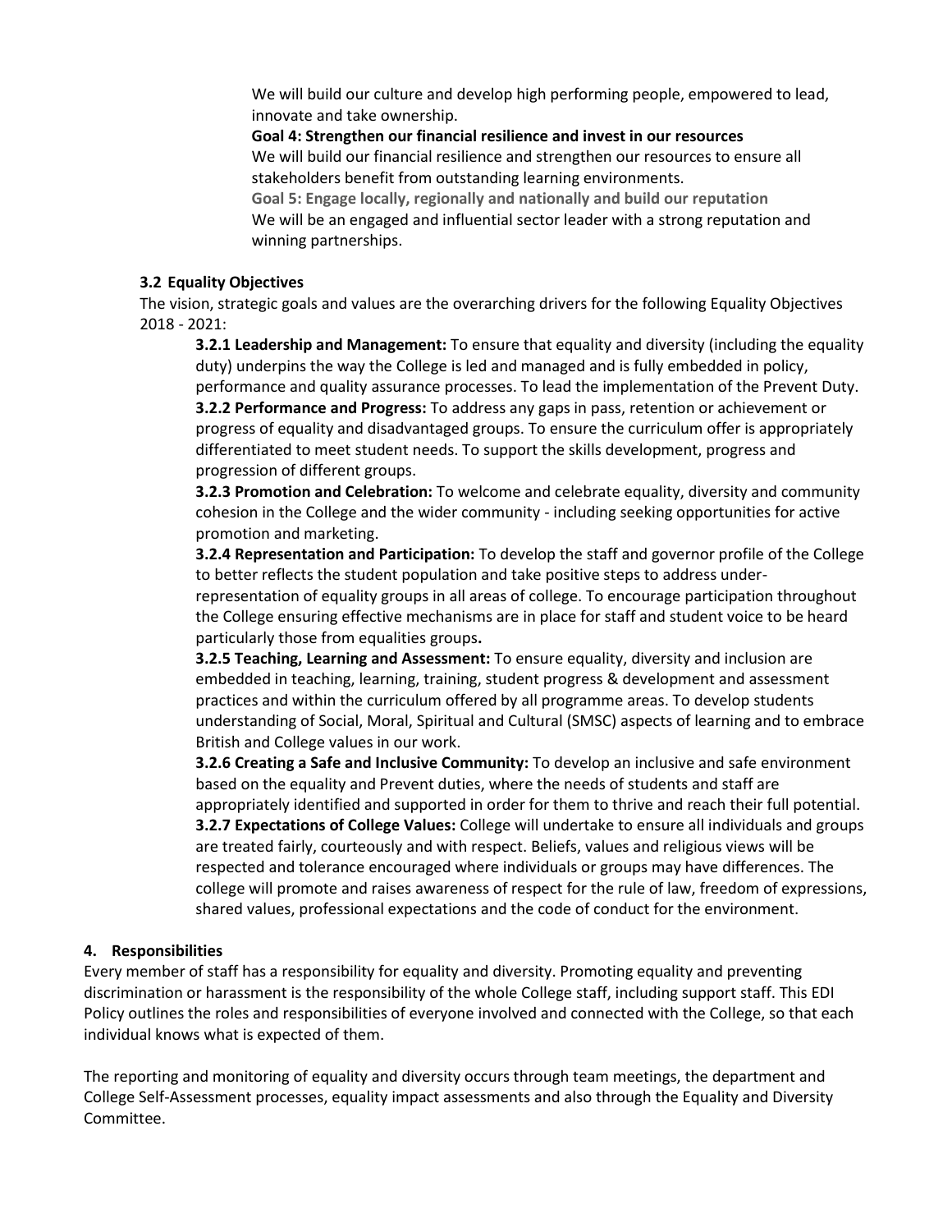We will build our culture and develop high performing people, empowered to lead, innovate and take ownership.

**Goal 4: Strengthen our financial resilience and invest in our resources**
We will build our financial resilience and strengthen our resources to ensure all stakeholders benefit from outstanding learning environments.

**Goal 5: Engage locally, regionally and nationally and build our reputation**
We will be an engaged and influential sector leader with a strong reputation and winning partnerships.

### 3.2 Equality Objectives

The vision, strategic goals and values are the overarching drivers for the following Equality Objectives 2018 - 2021:

**3.2.1 Leadership and Management:** To ensure that equality and diversity (including the equality duty) underpins the way the College is led and managed and is fully embedded in policy, performance and quality assurance processes. To lead the implementation of the Prevent Duty.

**3.2.2 Performance and Progress:** To address any gaps in pass, retention or achievement or progress of equality and disadvantaged groups. To ensure the curriculum offer is appropriately differentiated to meet student needs. To support the skills development, progress and progression of different groups.

**3.2.3 Promotion and Celebration:** To welcome and celebrate equality, diversity and community cohesion in the College and the wider community - including seeking opportunities for active promotion and marketing.

**3.2.4 Representation and Participation:** To develop the staff and governor profile of the College to better reflects the student population and take positive steps to address under-representation of equality groups in all areas of college. To encourage participation throughout the College ensuring effective mechanisms are in place for staff and student voice to be heard particularly those from equalities groups**.**

**3.2.5 Teaching, Learning and Assessment:** To ensure equality, diversity and inclusion are embedded in teaching, learning, training, student progress & development and assessment practices and within the curriculum offered by all programme areas. To develop students understanding of Social, Moral, Spiritual and Cultural (SMSC) aspects of learning and to embrace British and College values in our work.

**3.2.6 Creating a Safe and Inclusive Community:** To develop an inclusive and safe environment based on the equality and Prevent duties, where the needs of students and staff are appropriately identified and supported in order for them to thrive and reach their full potential.

**3.2.7 Expectations of College Values:** College will undertake to ensure all individuals and groups are treated fairly, courteously and with respect. Beliefs, values and religious views will be respected and tolerance encouraged where individuals or groups may have differences. The college will promote and raises awareness of respect for the rule of law, freedom of expressions, shared values, professional expectations and the code of conduct for the environment.

## 4. Responsibilities

Every member of staff has a responsibility for equality and diversity. Promoting equality and preventing discrimination or harassment is the responsibility of the whole College staff, including support staff. This EDI Policy outlines the roles and responsibilities of everyone involved and connected with the College, so that each individual knows what is expected of them.

The reporting and monitoring of equality and diversity occurs through team meetings, the department and College Self-Assessment processes, equality impact assessments and also through the Equality and Diversity Committee.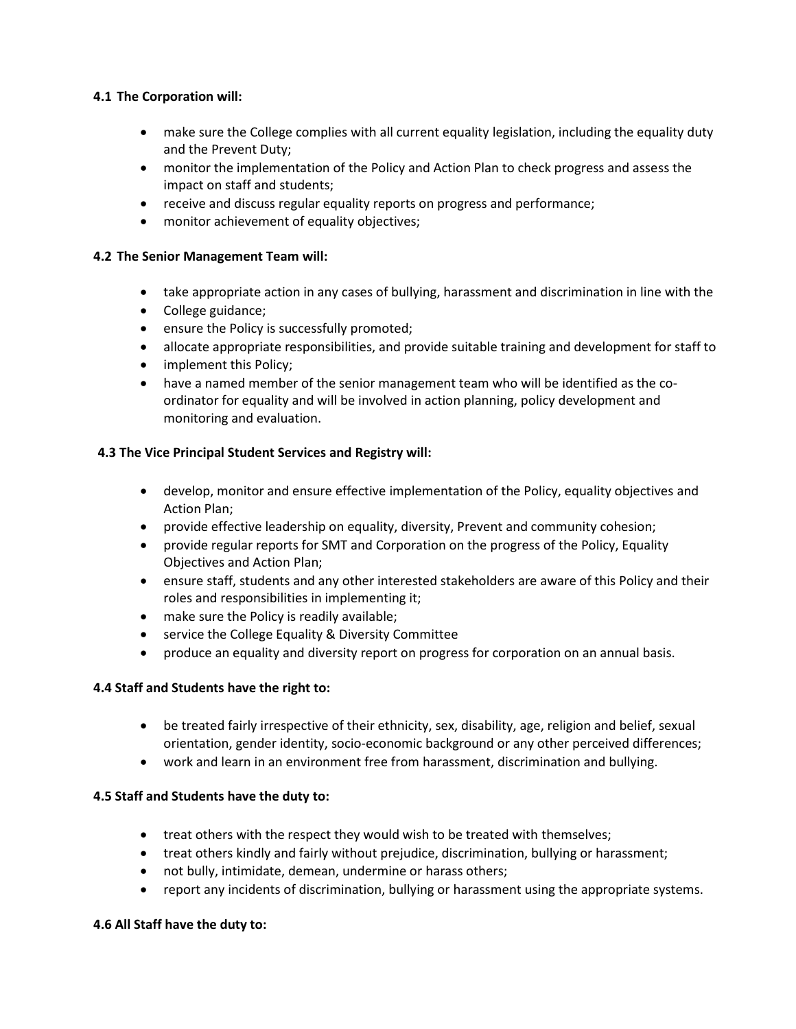**4.1 The Corporation will:**

- make sure the College complies with all current equality legislation, including the equality duty and the Prevent Duty;
- monitor the implementation of the Policy and Action Plan to check progress and assess the impact on staff and students;
- receive and discuss regular equality reports on progress and performance;
- monitor achievement of equality objectives;

**4.2 The Senior Management Team will:**

- take appropriate action in any cases of bullying, harassment and discrimination in line with the
- College guidance;
- ensure the Policy is successfully promoted;
- allocate appropriate responsibilities, and provide suitable training and development for staff to
- implement this Policy;
- have a named member of the senior management team who will be identified as the co-ordinator for equality and will be involved in action planning, policy development and monitoring and evaluation.

**4.3 The Vice Principal Student Services and Registry will:**

- develop, monitor and ensure effective implementation of the Policy, equality objectives and Action Plan;
- provide effective leadership on equality, diversity, Prevent and community cohesion;
- provide regular reports for SMT and Corporation on the progress of the Policy, Equality Objectives and Action Plan;
- ensure staff, students and any other interested stakeholders are aware of this Policy and their roles and responsibilities in implementing it;
- make sure the Policy is readily available;
- service the College Equality & Diversity Committee
- produce an equality and diversity report on progress for corporation on an annual basis.

**4.4 Staff and Students have the right to:**

- be treated fairly irrespective of their ethnicity, sex, disability, age, religion and belief, sexual orientation, gender identity, socio-economic background or any other perceived differences;
- work and learn in an environment free from harassment, discrimination and bullying.

**4.5 Staff and Students have the duty to:**

- treat others with the respect they would wish to be treated with themselves;
- treat others kindly and fairly without prejudice, discrimination, bullying or harassment;
- not bully, intimidate, demean, undermine or harass others;
- report any incidents of discrimination, bullying or harassment using the appropriate systems.

**4.6 All Staff have the duty to:**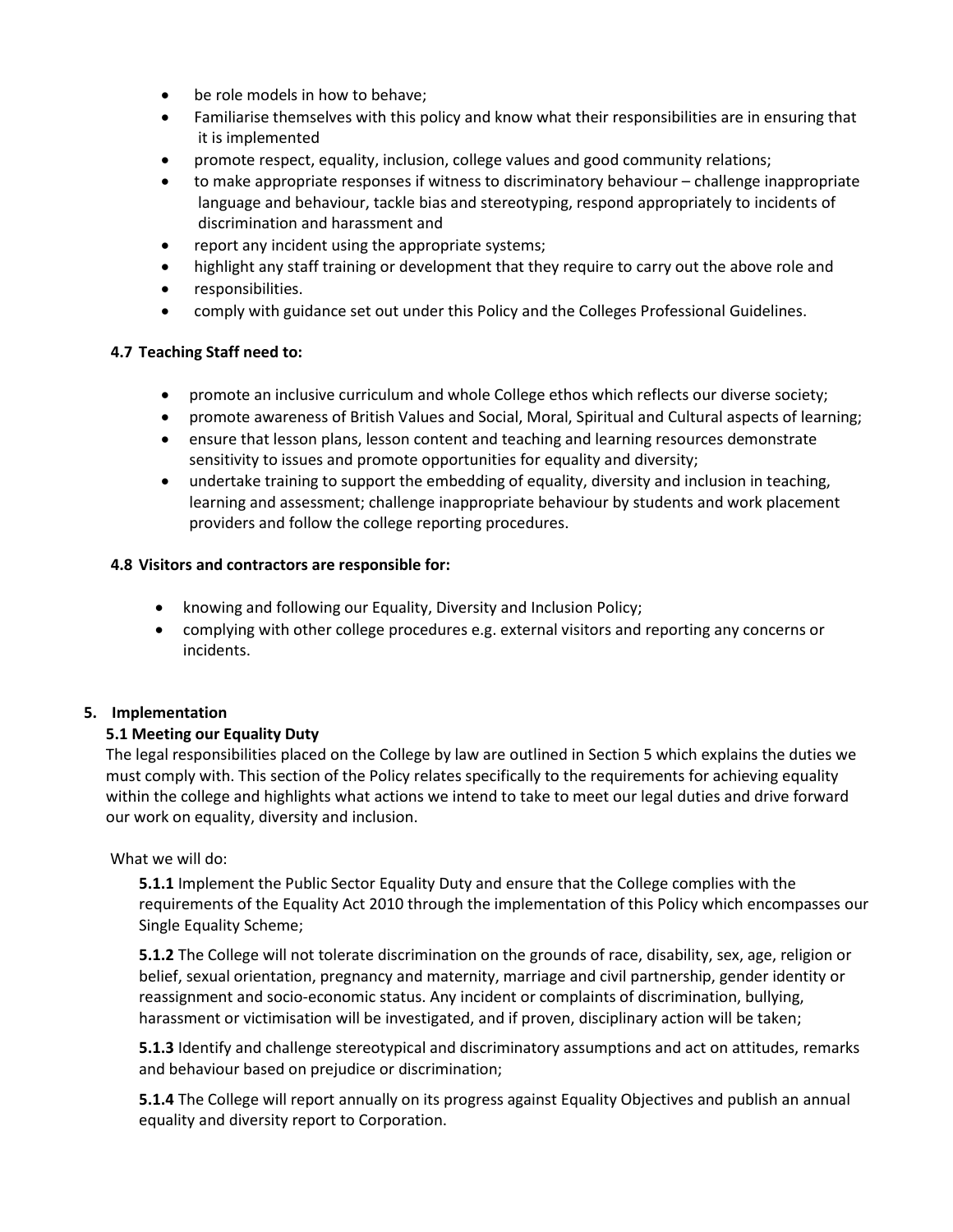- be role models in how to behave;
- Familiarise themselves with this policy and know what their responsibilities are in ensuring that it is implemented
- promote respect, equality, inclusion, college values and good community relations;
- to make appropriate responses if witness to discriminatory behaviour – challenge inappropriate language and behaviour, tackle bias and stereotyping, respond appropriately to incidents of discrimination and harassment and
- report any incident using the appropriate systems;
- highlight any staff training or development that they require to carry out the above role and
- responsibilities.
- comply with guidance set out under this Policy and the Colleges Professional Guidelines.

**4.7 Teaching Staff need to:**

- promote an inclusive curriculum and whole College ethos which reflects our diverse society;
- promote awareness of British Values and Social, Moral, Spiritual and Cultural aspects of learning;
- ensure that lesson plans, lesson content and teaching and learning resources demonstrate sensitivity to issues and promote opportunities for equality and diversity;
- undertake training to support the embedding of equality, diversity and inclusion in teaching, learning and assessment; challenge inappropriate behaviour by students and work placement providers and follow the college reporting procedures.

**4.8 Visitors and contractors are responsible for:**

- knowing and following our Equality, Diversity and Inclusion Policy;
- complying with other college procedures e.g. external visitors and reporting any concerns or incidents.

## 5. Implementation

**5.1 Meeting our Equality Duty**

The legal responsibilities placed on the College by law are outlined in Section 5 which explains the duties we must comply with. This section of the Policy relates specifically to the requirements for achieving equality within the college and highlights what actions we intend to take to meet our legal duties and drive forward our work on equality, diversity and inclusion.

What we will do:

**5.1.1** Implement the Public Sector Equality Duty and ensure that the College complies with the requirements of the Equality Act 2010 through the implementation of this Policy which encompasses our Single Equality Scheme;

**5.1.2** The College will not tolerate discrimination on the grounds of race, disability, sex, age, religion or belief, sexual orientation, pregnancy and maternity, marriage and civil partnership, gender identity or reassignment and socio-economic status. Any incident or complaints of discrimination, bullying, harassment or victimisation will be investigated, and if proven, disciplinary action will be taken;

**5.1.3** Identify and challenge stereotypical and discriminatory assumptions and act on attitudes, remarks and behaviour based on prejudice or discrimination;

**5.1.4** The College will report annually on its progress against Equality Objectives and publish an annual equality and diversity report to Corporation.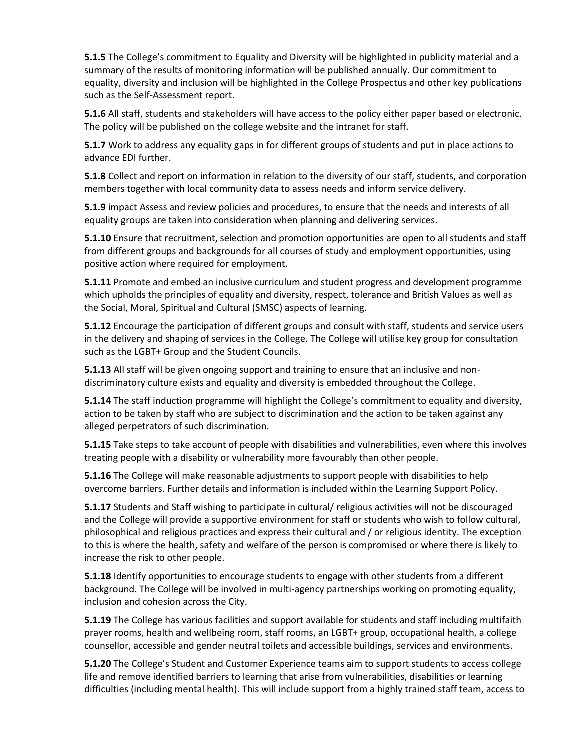**5.1.5** The College's commitment to Equality and Diversity will be highlighted in publicity material and a summary of the results of monitoring information will be published annually. Our commitment to equality, diversity and inclusion will be highlighted in the College Prospectus and other key publications such as the Self-Assessment report.

**5.1.6** All staff, students and stakeholders will have access to the policy either paper based or electronic. The policy will be published on the college website and the intranet for staff.

**5.1.7** Work to address any equality gaps in for different groups of students and put in place actions to advance EDI further.

**5.1.8** Collect and report on information in relation to the diversity of our staff, students, and corporation members together with local community data to assess needs and inform service delivery.

**5.1.9** impact Assess and review policies and procedures, to ensure that the needs and interests of all equality groups are taken into consideration when planning and delivering services.

**5.1.10** Ensure that recruitment, selection and promotion opportunities are open to all students and staff from different groups and backgrounds for all courses of study and employment opportunities, using positive action where required for employment.

**5.1.11** Promote and embed an inclusive curriculum and student progress and development programme which upholds the principles of equality and diversity, respect, tolerance and British Values as well as the Social, Moral, Spiritual and Cultural (SMSC) aspects of learning.

**5.1.12** Encourage the participation of different groups and consult with staff, students and service users in the delivery and shaping of services in the College. The College will utilise key group for consultation such as the LGBT+ Group and the Student Councils.

**5.1.13** All staff will be given ongoing support and training to ensure that an inclusive and non-discriminatory culture exists and equality and diversity is embedded throughout the College.

**5.1.14** The staff induction programme will highlight the College's commitment to equality and diversity, action to be taken by staff who are subject to discrimination and the action to be taken against any alleged perpetrators of such discrimination.

**5.1.15** Take steps to take account of people with disabilities and vulnerabilities, even where this involves treating people with a disability or vulnerability more favourably than other people.

**5.1.16** The College will make reasonable adjustments to support people with disabilities to help overcome barriers. Further details and information is included within the Learning Support Policy.

**5.1.17** Students and Staff wishing to participate in cultural/ religious activities will not be discouraged and the College will provide a supportive environment for staff or students who wish to follow cultural, philosophical and religious practices and express their cultural and / or religious identity. The exception to this is where the health, safety and welfare of the person is compromised or where there is likely to increase the risk to other people.

**5.1.18** Identify opportunities to encourage students to engage with other students from a different background. The College will be involved in multi-agency partnerships working on promoting equality, inclusion and cohesion across the City.

**5.1.19** The College has various facilities and support available for students and staff including multifaith prayer rooms, health and wellbeing room, staff rooms, an LGBT+ group, occupational health, a college counsellor, accessible and gender neutral toilets and accessible buildings, services and environments.

**5.1.20** The College's Student and Customer Experience teams aim to support students to access college life and remove identified barriers to learning that arise from vulnerabilities, disabilities or learning difficulties (including mental health). This will include support from a highly trained staff team, access to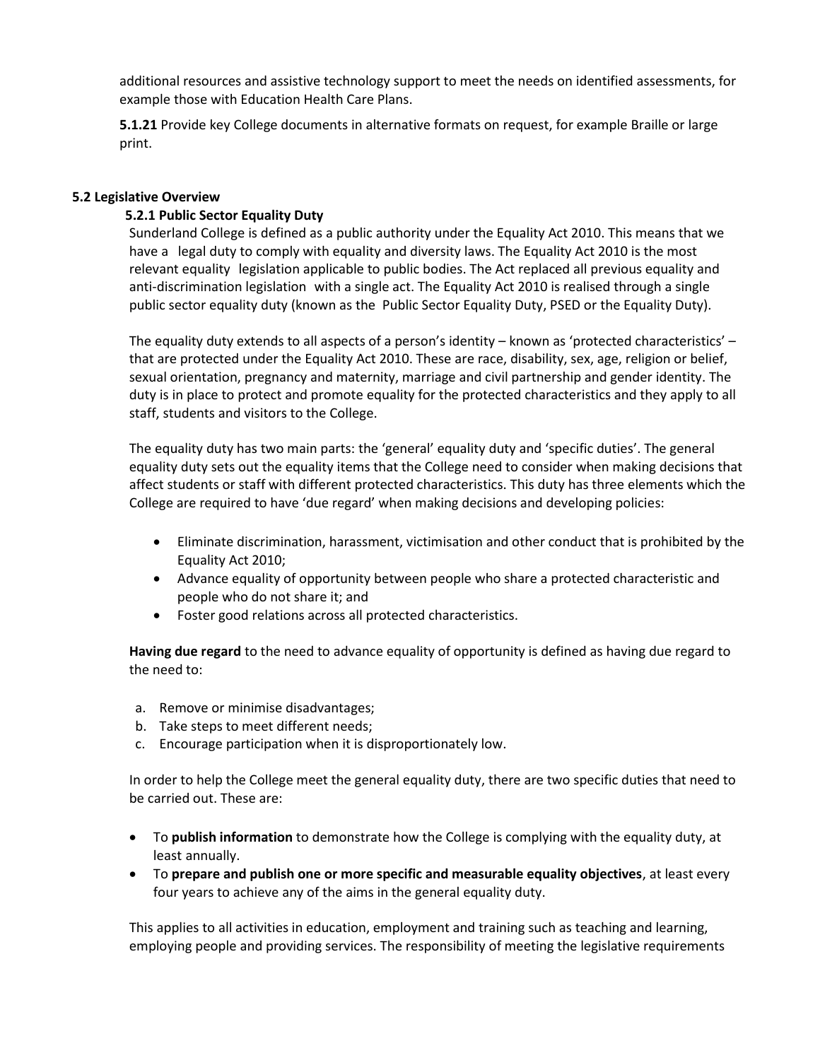additional resources and assistive technology support to meet the needs on identified assessments, for example those with Education Health Care Plans.

**5.1.21** Provide key College documents in alternative formats on request, for example Braille or large print.

## 5.2 Legislative Overview

### 5.2.1 Public Sector Equality Duty

Sunderland College is defined as a public authority under the Equality Act 2010. This means that we have a legal duty to comply with equality and diversity laws. The Equality Act 2010 is the most relevant equality legislation applicable to public bodies. The Act replaced all previous equality and anti-discrimination legislation with a single act. The Equality Act 2010 is realised through a single public sector equality duty (known as the Public Sector Equality Duty, PSED or the Equality Duty).

The equality duty extends to all aspects of a person's identity – known as 'protected characteristics' – that are protected under the Equality Act 2010. These are race, disability, sex, age, religion or belief, sexual orientation, pregnancy and maternity, marriage and civil partnership and gender identity. The duty is in place to protect and promote equality for the protected characteristics and they apply to all staff, students and visitors to the College.

The equality duty has two main parts: the 'general' equality duty and 'specific duties'. The general equality duty sets out the equality items that the College need to consider when making decisions that affect students or staff with different protected characteristics. This duty has three elements which the College are required to have 'due regard' when making decisions and developing policies:

- Eliminate discrimination, harassment, victimisation and other conduct that is prohibited by the Equality Act 2010;
- Advance equality of opportunity between people who share a protected characteristic and people who do not share it; and
- Foster good relations across all protected characteristics.

**Having due regard** to the need to advance equality of opportunity is defined as having due regard to the need to:

a. Remove or minimise disadvantages;
b. Take steps to meet different needs;
c. Encourage participation when it is disproportionately low.

In order to help the College meet the general equality duty, there are two specific duties that need to be carried out. These are:

- To **publish information** to demonstrate how the College is complying with the equality duty, at least annually.
- To **prepare and publish one or more specific and measurable equality objectives**, at least every four years to achieve any of the aims in the general equality duty.

This applies to all activities in education, employment and training such as teaching and learning, employing people and providing services. The responsibility of meeting the legislative requirements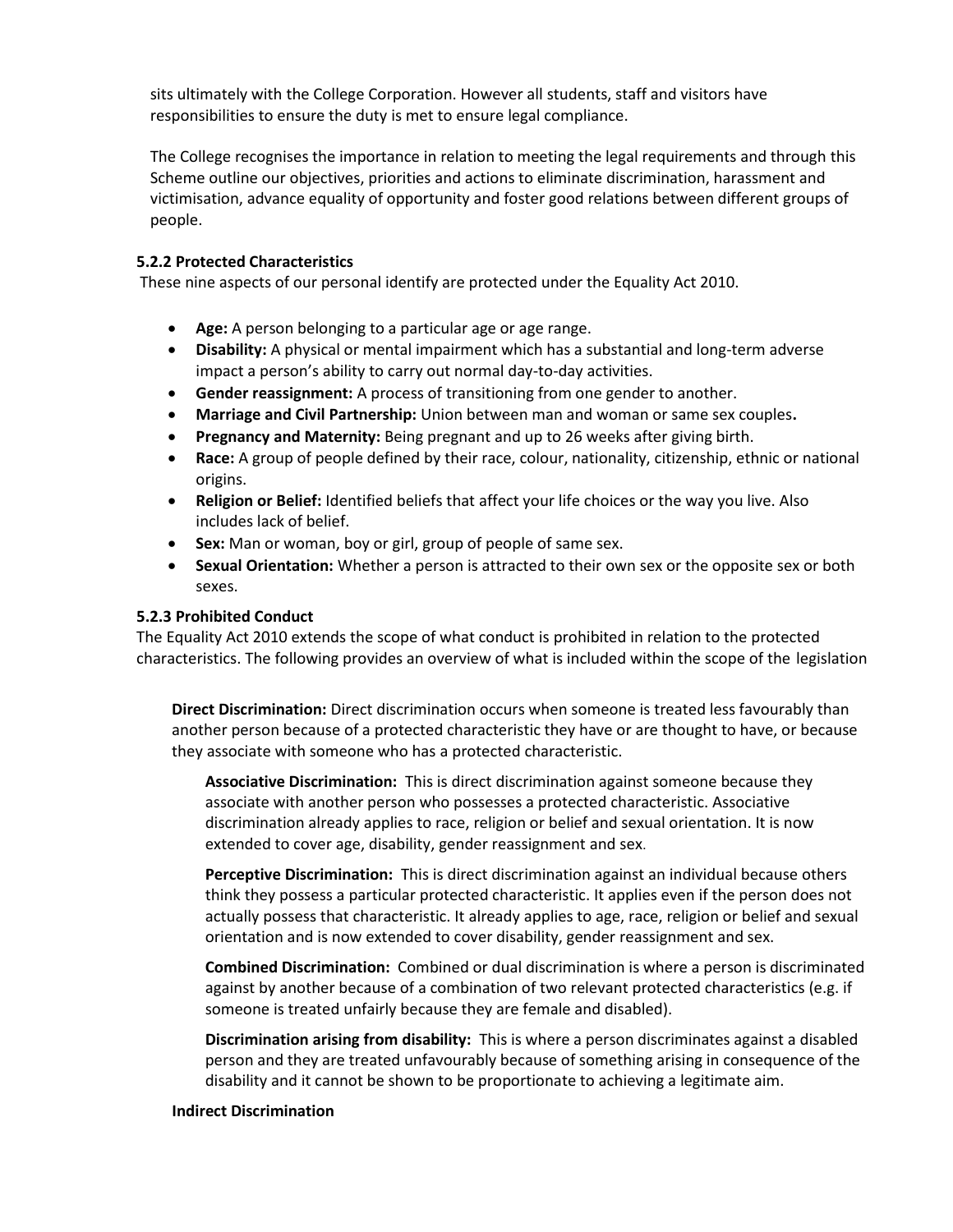sits ultimately with the College Corporation. However all students, staff and visitors have responsibilities to ensure the duty is met to ensure legal compliance.

The College recognises the importance in relation to meeting the legal requirements and through this Scheme outline our objectives, priorities and actions to eliminate discrimination, harassment and victimisation, advance equality of opportunity and foster good relations between different groups of people.

### 5.2.2 Protected Characteristics

These nine aspects of our personal identify are protected under the Equality Act 2010.

- **Age:** A person belonging to a particular age or age range.
- **Disability:** A physical or mental impairment which has a substantial and long-term adverse impact a person's ability to carry out normal day-to-day activities.
- **Gender reassignment:** A process of transitioning from one gender to another.
- **Marriage and Civil Partnership:** Union between man and woman or same sex couples**.**
- **Pregnancy and Maternity:** Being pregnant and up to 26 weeks after giving birth.
- **Race:** A group of people defined by their race, colour, nationality, citizenship, ethnic or national origins.
- **Religion or Belief:** Identified beliefs that affect your life choices or the way you live. Also includes lack of belief.
- **Sex:** Man or woman, boy or girl, group of people of same sex.
- **Sexual Orientation:** Whether a person is attracted to their own sex or the opposite sex or both sexes.

### 5.2.3 Prohibited Conduct

The Equality Act 2010 extends the scope of what conduct is prohibited in relation to the protected characteristics. The following provides an overview of what is included within the scope of the legislation

**Direct Discrimination:** Direct discrimination occurs when someone is treated less favourably than another person because of a protected characteristic they have or are thought to have, or because they associate with someone who has a protected characteristic.

**Associative Discrimination:** This is direct discrimination against someone because they associate with another person who possesses a protected characteristic. Associative discrimination already applies to race, religion or belief and sexual orientation. It is now extended to cover age, disability, gender reassignment and sex.

**Perceptive Discrimination:** This is direct discrimination against an individual because others think they possess a particular protected characteristic. It applies even if the person does not actually possess that characteristic. It already applies to age, race, religion or belief and sexual orientation and is now extended to cover disability, gender reassignment and sex.

**Combined Discrimination:** Combined or dual discrimination is where a person is discriminated against by another because of a combination of two relevant protected characteristics (e.g. if someone is treated unfairly because they are female and disabled).

**Discrimination arising from disability:** This is where a person discriminates against a disabled person and they are treated unfavourably because of something arising in consequence of the disability and it cannot be shown to be proportionate to achieving a legitimate aim.

**Indirect Discrimination**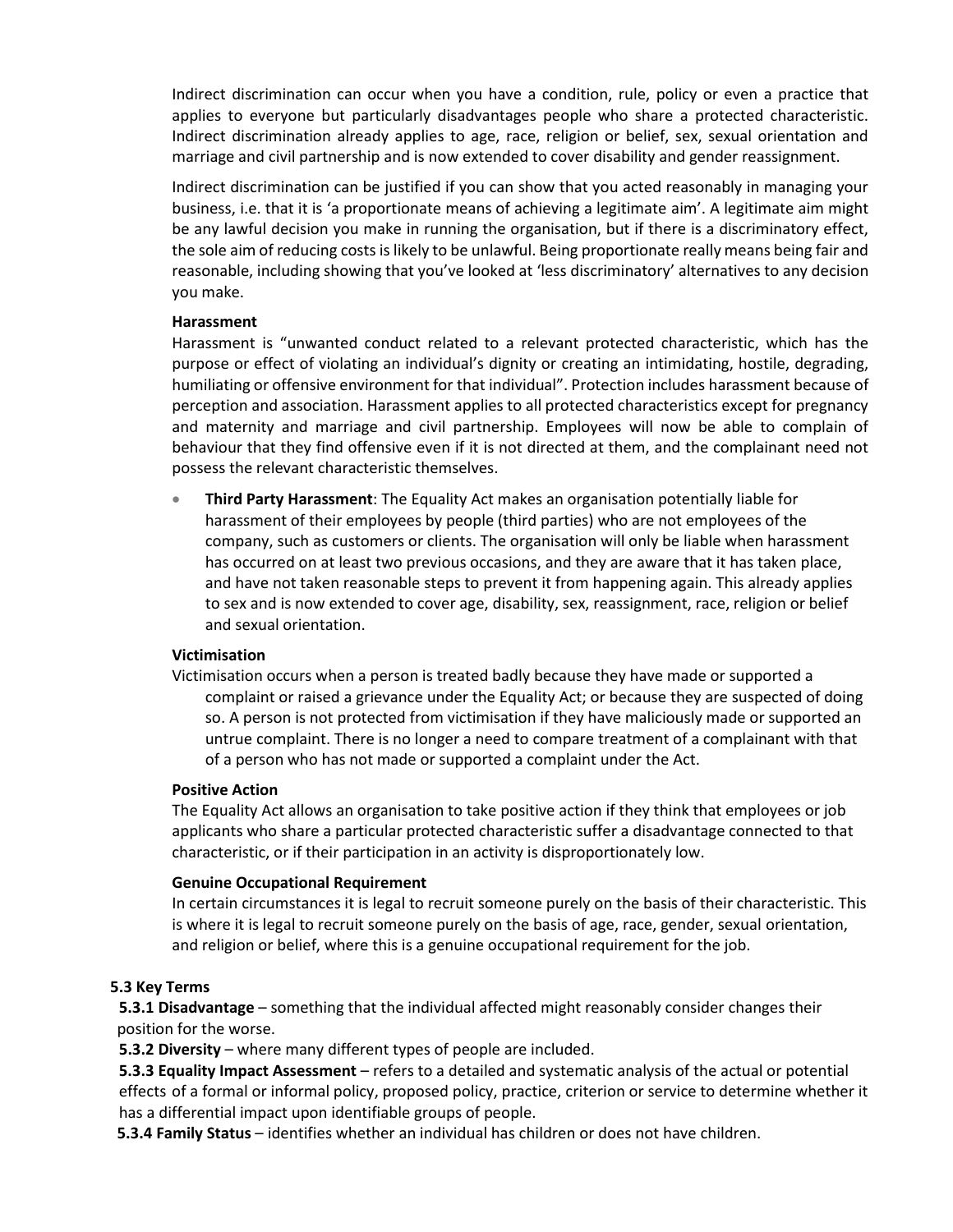Indirect discrimination can occur when you have a condition, rule, policy or even a practice that applies to everyone but particularly disadvantages people who share a protected characteristic. Indirect discrimination already applies to age, race, religion or belief, sex, sexual orientation and marriage and civil partnership and is now extended to cover disability and gender reassignment.

Indirect discrimination can be justified if you can show that you acted reasonably in managing your business, i.e. that it is 'a proportionate means of achieving a legitimate aim'. A legitimate aim might be any lawful decision you make in running the organisation, but if there is a discriminatory effect, the sole aim of reducing costs is likely to be unlawful. Being proportionate really means being fair and reasonable, including showing that you've looked at 'less discriminatory' alternatives to any decision you make.

**Harassment**

Harassment is "unwanted conduct related to a relevant protected characteristic, which has the purpose or effect of violating an individual's dignity or creating an intimidating, hostile, degrading, humiliating or offensive environment for that individual". Protection includes harassment because of perception and association. Harassment applies to all protected characteristics except for pregnancy and maternity and marriage and civil partnership. Employees will now be able to complain of behaviour that they find offensive even if it is not directed at them, and the complainant need not possess the relevant characteristic themselves.

- **Third Party Harassment**: The Equality Act makes an organisation potentially liable for harassment of their employees by people (third parties) who are not employees of the company, such as customers or clients. The organisation will only be liable when harassment has occurred on at least two previous occasions, and they are aware that it has taken place, and have not taken reasonable steps to prevent it from happening again. This already applies to sex and is now extended to cover age, disability, sex, reassignment, race, religion or belief and sexual orientation.

**Victimisation**

Victimisation occurs when a person is treated badly because they have made or supported a complaint or raised a grievance under the Equality Act; or because they are suspected of doing so. A person is not protected from victimisation if they have maliciously made or supported an untrue complaint. There is no longer a need to compare treatment of a complainant with that of a person who has not made or supported a complaint under the Act.

**Positive Action**

The Equality Act allows an organisation to take positive action if they think that employees or job applicants who share a particular protected characteristic suffer a disadvantage connected to that characteristic, or if their participation in an activity is disproportionately low.

**Genuine Occupational Requirement**

In certain circumstances it is legal to recruit someone purely on the basis of their characteristic. This is where it is legal to recruit someone purely on the basis of age, race, gender, sexual orientation, and religion or belief, where this is a genuine occupational requirement for the job.

### 5.3 Key Terms

**5.3.1 Disadvantage** – something that the individual affected might reasonably consider changes their position for the worse.

**5.3.2 Diversity** – where many different types of people are included.

**5.3.3 Equality Impact Assessment** – refers to a detailed and systematic analysis of the actual or potential effects of a formal or informal policy, proposed policy, practice, criterion or service to determine whether it has a differential impact upon identifiable groups of people.

**5.3.4 Family Status** – identifies whether an individual has children or does not have children.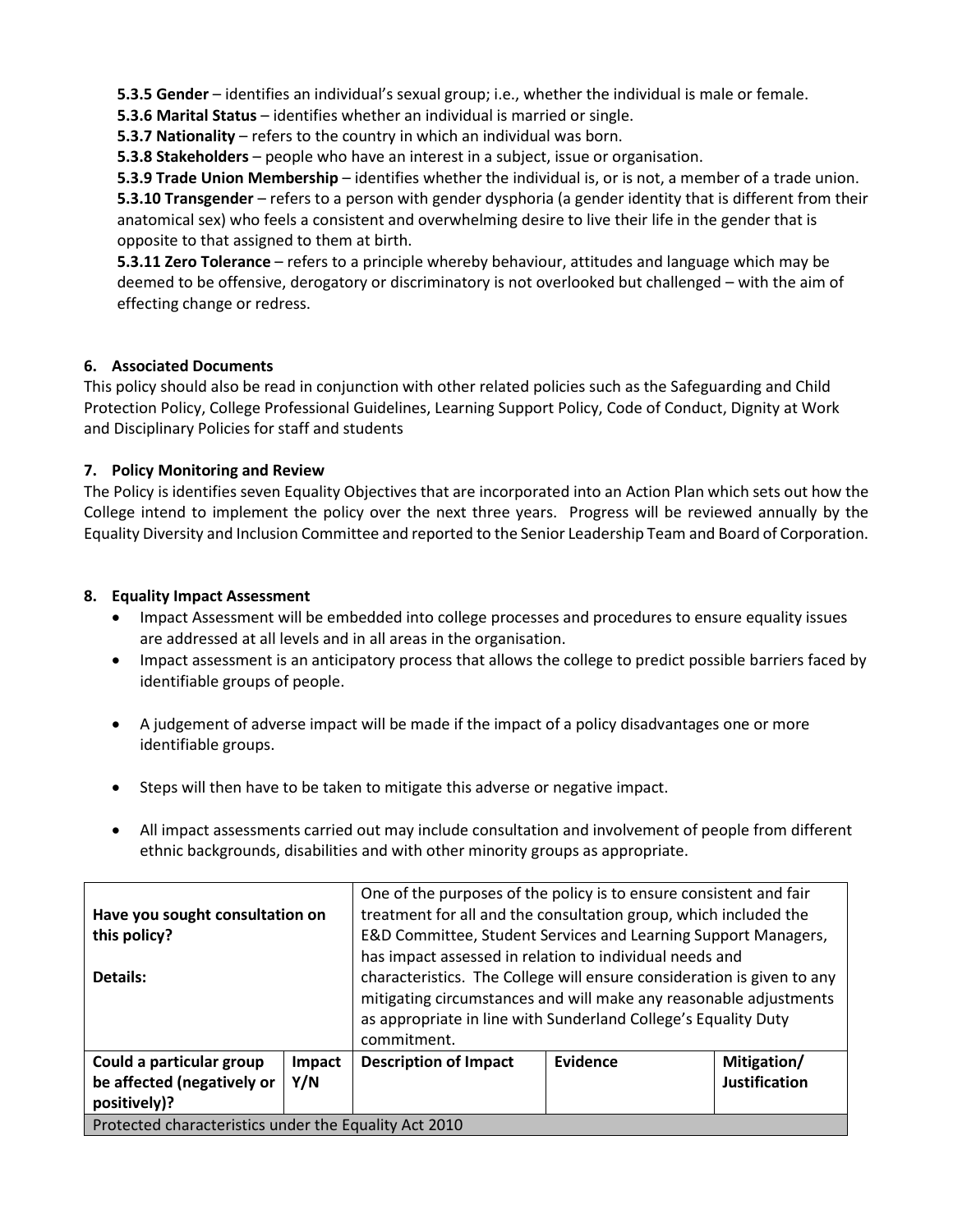**5.3.5 Gender** – identifies an individual's sexual group; i.e., whether the individual is male or female.

**5.3.6 Marital Status** – identifies whether an individual is married or single.

**5.3.7 Nationality** – refers to the country in which an individual was born.

**5.3.8 Stakeholders** – people who have an interest in a subject, issue or organisation.

**5.3.9 Trade Union Membership** – identifies whether the individual is, or is not, a member of a trade union.

**5.3.10 Transgender** – refers to a person with gender dysphoria (a gender identity that is different from their anatomical sex) who feels a consistent and overwhelming desire to live their life in the gender that is opposite to that assigned to them at birth.

**5.3.11 Zero Tolerance** – refers to a principle whereby behaviour, attitudes and language which may be deemed to be offensive, derogatory or discriminatory is not overlooked but challenged – with the aim of effecting change or redress.

## 6. Associated Documents

This policy should also be read in conjunction with other related policies such as the Safeguarding and Child Protection Policy, College Professional Guidelines, Learning Support Policy, Code of Conduct, Dignity at Work and Disciplinary Policies for staff and students

## 7. Policy Monitoring and Review

The Policy is identifies seven Equality Objectives that are incorporated into an Action Plan which sets out how the College intend to implement the policy over the next three years. Progress will be reviewed annually by the Equality Diversity and Inclusion Committee and reported to the Senior Leadership Team and Board of Corporation.

## 8. Equality Impact Assessment

- Impact Assessment will be embedded into college processes and procedures to ensure equality issues are addressed at all levels and in all areas in the organisation.
- Impact assessment is an anticipatory process that allows the college to predict possible barriers faced by identifiable groups of people.
- A judgement of adverse impact will be made if the impact of a policy disadvantages one or more identifiable groups.
- Steps will then have to be taken to mitigate this adverse or negative impact.
- All impact assessments carried out may include consultation and involvement of people from different ethnic backgrounds, disabilities and with other minority groups as appropriate.

| **Have you sought consultation on this policy?**<br><br>**Details:** | | One of the purposes of the policy is to ensure consistent and fair treatment for all and the consultation group, which included the E&D Committee, Student Services and Learning Support Managers, has impact assessed in relation to individual needs and characteristics. The College will ensure consideration is given to any mitigating circumstances and will make any reasonable adjustments as appropriate in line with Sunderland College's Equality Duty commitment. | | |
|---|---|---|---|---|
| **Could a particular group be affected (negatively or positively)?** | **Impact Y/N** | **Description of Impact** | **Evidence** | **Mitigation/ Justification** |
| Protected characteristics under the Equality Act 2010 | | | | |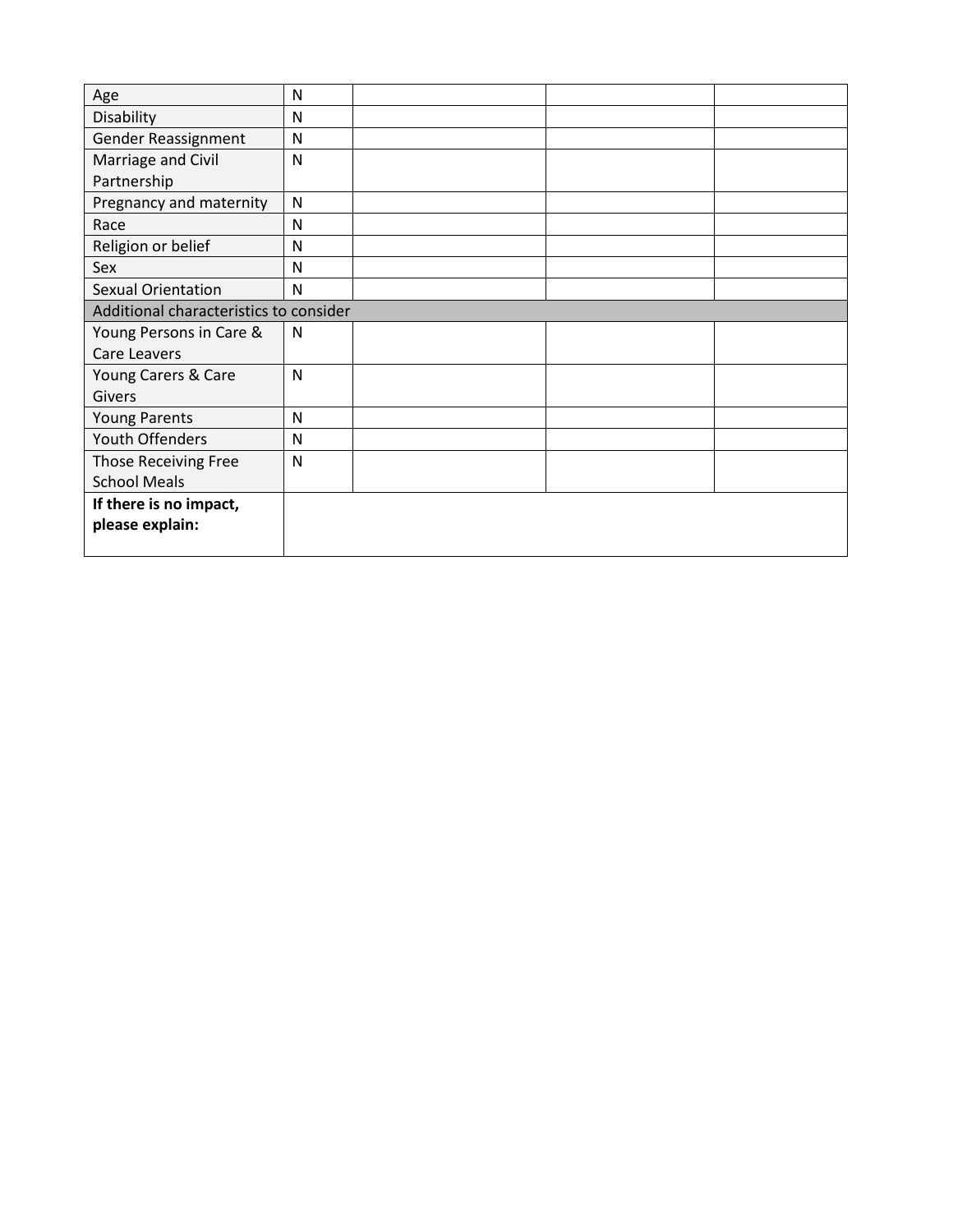| | | | | |
|---|---|---|---|---|
| Age | N | | | |
| Disability | N | | | |
| Gender Reassignment | N | | | |
| Marriage and Civil Partnership | N | | | |
| Pregnancy and maternity | N | | | |
| Race | N | | | |
| Religion or belief | N | | | |
| Sex | N | | | |
| Sexual Orientation | N | | | |
| Additional characteristics to consider | | | | |
| Young Persons in Care & Care Leavers | N | | | |
| Young Carers & Care Givers | N | | | |
| Young Parents | N | | | |
| Youth Offenders | N | | | |
| Those Receiving Free School Meals | N | | | |
| **If there is no impact, please explain:** | | | | |